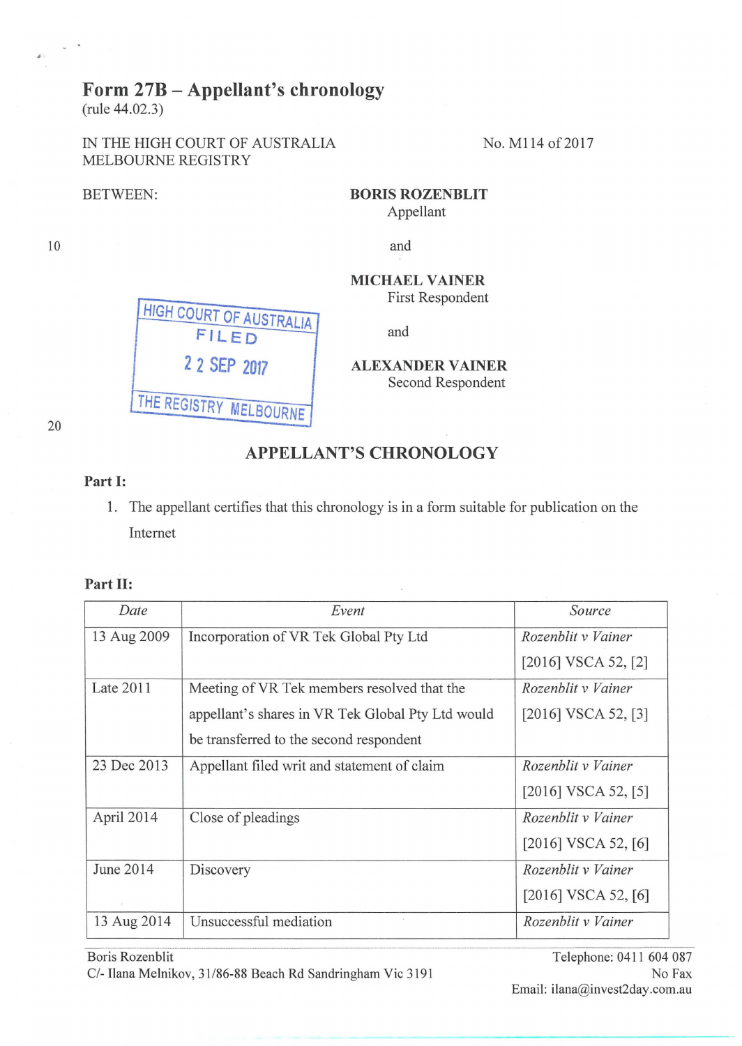# Form 27B – Appellant's chronology
(rule 44.02.3)

IN THE HIGH COURT OF AUSTRALIA
MELBOURNE REGISTRY

No. M114 of 2017

BETWEEN:

**BORIS ROZENBLIT**
Appellant

and

**MICHAEL VAINER**
First Respondent

and

**ALEXANDER VAINER**
Second Respondent

HIGH COURT OF AUSTRALIA
FILED
22 SEP 2017
THE REGISTRY MELBOURNE

## APPELLANT'S CHRONOLOGY

**Part I:**

1. The appellant certifies that this chronology is in a form suitable for publication on the Internet

**Part II:**

| *Date* | *Event* | *Source* |
|---|---|---|
| 13 Aug 2009 | Incorporation of VR Tek Global Pty Ltd | *Rozenblit v Vainer* [2016] VSCA 52, [2] |
| Late 2011 | Meeting of VR Tek members resolved that the appellant's shares in VR Tek Global Pty Ltd would be transferred to the second respondent | *Rozenblit v Vainer* [2016] VSCA 52, [3] |
| 23 Dec 2013 | Appellant filed writ and statement of claim | *Rozenblit v Vainer* [2016] VSCA 52, [5] |
| April 2014 | Close of pleadings | *Rozenblit v Vainer* [2016] VSCA 52, [6] |
| June 2014 | Discovery | *Rozenblit v Vainer* [2016] VSCA 52, [6] |
| 13 Aug 2014 | Unsuccessful mediation | *Rozenblit v Vainer* |

Boris Rozenblit
C/- Ilana Melnikov, 31/86-88 Beach Rd Sandringham Vic 3191

Telephone: 0411 604 087
No Fax
Email: ilana@invest2day.com.au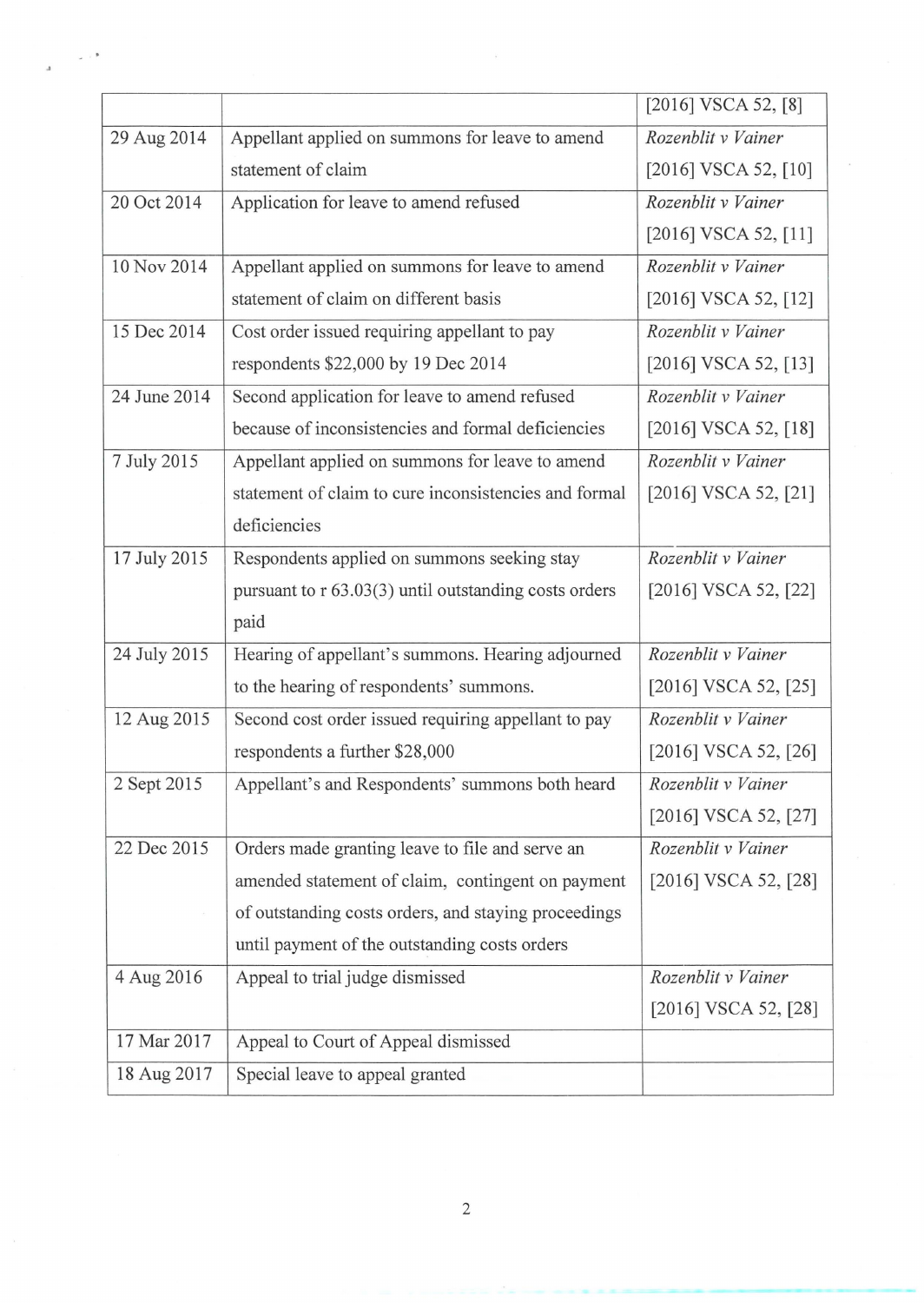| | | [2016] VSCA 52, [8] |
|---|---|---|
| 29 Aug 2014 | Appellant applied on summons for leave to amend statement of claim | *Rozenblit v Vainer* [2016] VSCA 52, [10] |
| 20 Oct 2014 | Application for leave to amend refused | *Rozenblit v Vainer* [2016] VSCA 52, [11] |
| 10 Nov 2014 | Appellant applied on summons for leave to amend statement of claim on different basis | *Rozenblit v Vainer* [2016] VSCA 52, [12] |
| 15 Dec 2014 | Cost order issued requiring appellant to pay respondents $22,000 by 19 Dec 2014 | *Rozenblit v Vainer* [2016] VSCA 52, [13] |
| 24 June 2014 | Second application for leave to amend refused because of inconsistencies and formal deficiencies | *Rozenblit v Vainer* [2016] VSCA 52, [18] |
| 7 July 2015 | Appellant applied on summons for leave to amend statement of claim to cure inconsistencies and formal deficiencies | *Rozenblit v Vainer* [2016] VSCA 52, [21] |
| 17 July 2015 | Respondents applied on summons seeking stay pursuant to r 63.03(3) until outstanding costs orders paid | *Rozenblit v Vainer* [2016] VSCA 52, [22] |
| 24 July 2015 | Hearing of appellant's summons. Hearing adjourned to the hearing of respondents' summons. | *Rozenblit v Vainer* [2016] VSCA 52, [25] |
| 12 Aug 2015 | Second cost order issued requiring appellant to pay respondents a further $28,000 | *Rozenblit v Vainer* [2016] VSCA 52, [26] |
| 2 Sept 2015 | Appellant's and Respondents' summons both heard | *Rozenblit v Vainer* [2016] VSCA 52, [27] |
| 22 Dec 2015 | Orders made granting leave to file and serve an amended statement of claim, contingent on payment of outstanding costs orders, and staying proceedings until payment of the outstanding costs orders | *Rozenblit v Vainer* [2016] VSCA 52, [28] |
| 4 Aug 2016 | Appeal to trial judge dismissed | *Rozenblit v Vainer* [2016] VSCA 52, [28] |
| 17 Mar 2017 | Appeal to Court of Appeal dismissed | |
| 18 Aug 2017 | Special leave to appeal granted | |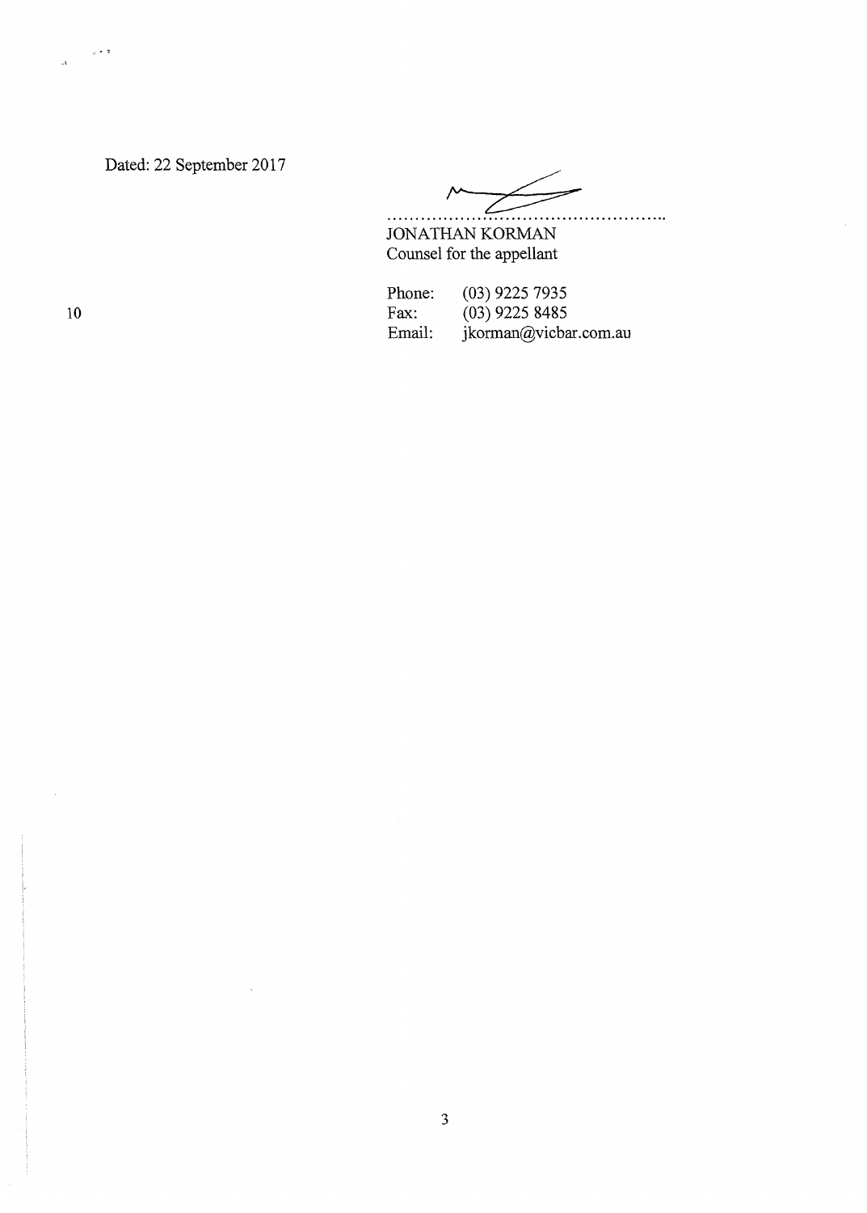Dated: 22 September 2017

................................................

JONATHAN KORMAN
Counsel for the appellant

| | |
|---|---|
| Phone: | (03) 9225 7935 |
| Fax: | (03) 9225 8485 |
| Email: | jkorman@vicbar.com.au |